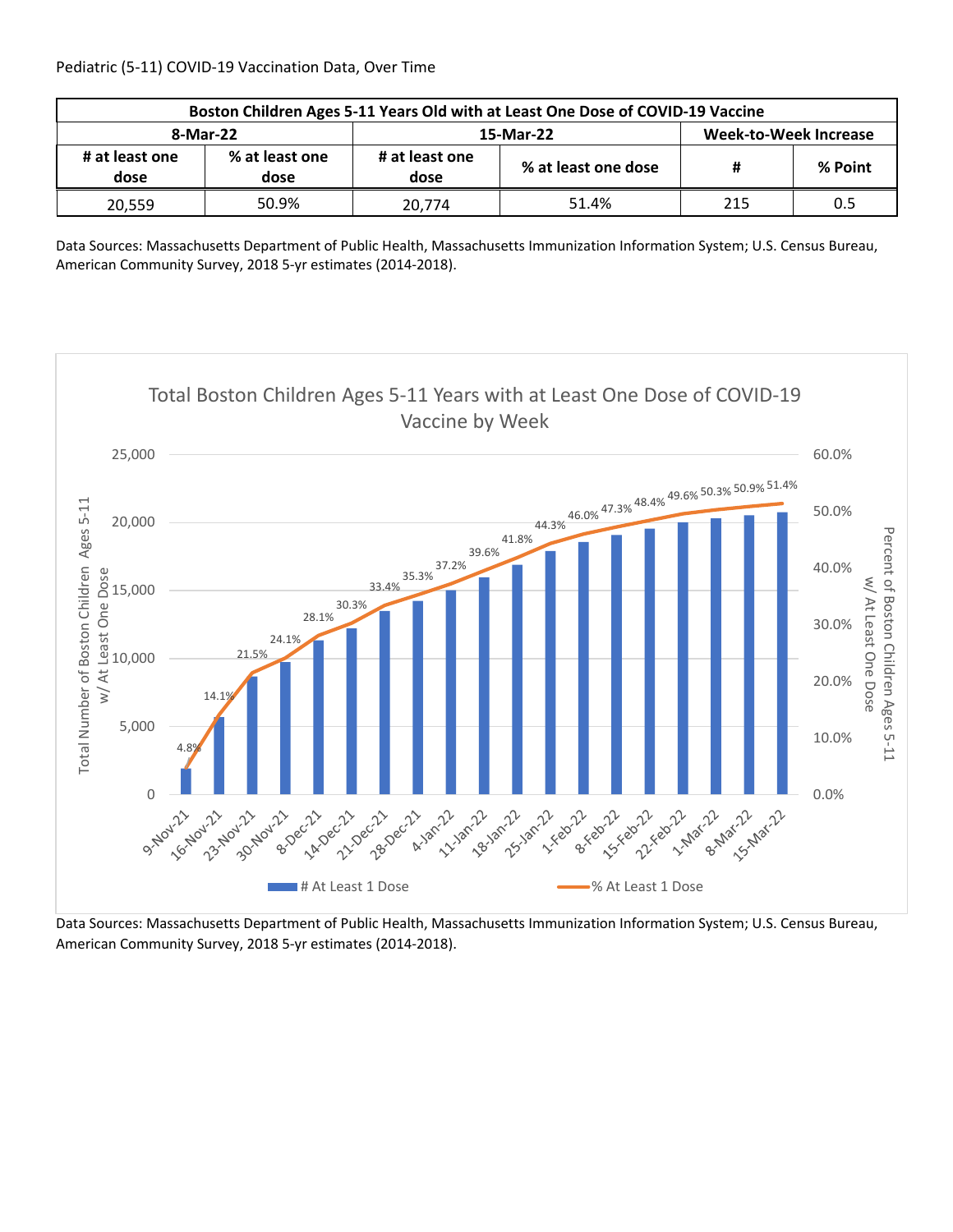Pediatric (5-11) COVID-19 Vaccination Data, Over Time

| Boston Children Ages 5-11 Years Old with at Least One Dose of COVID-19 Vaccine | | | | | |
|---|---|---|---|---|---|
| 8-Mar-22 | | 15-Mar-22 | | Week-to-Week Increase | |
| # at least one dose | % at least one dose | # at least one dose | % at least one dose | # | % Point |
| 20,559 | 50.9% | 20,774 | 51.4% | 215 | 0.5 |

Data Sources: Massachusetts Department of Public Health, Massachusetts Immunization Information System; U.S. Census Bureau, American Community Survey, 2018 5-yr estimates (2014-2018).

Total Boston Children Ages 5-11 Years with at Least One Dose of COVID-19 Vaccine by Week

| Week | % At Least 1 Dose |
|---|---|
| 9-Nov-21 | 4.8% |
| 16-Nov-21 | 14.1% |
| 23-Nov-21 | 21.5% |
| 30-Nov-21 | 24.1% |
| 8-Dec-21 | 28.1% |
| 14-Dec-21 | 30.3% |
| 21-Dec-21 | 33.4% |
| 28-Dec-21 | 35.3% |
| 4-Jan-22 | 37.2% |
| 11-Jan-22 | 39.6% |
| 18-Jan-22 | 41.8% |
| 25-Jan-22 | 44.3% |
| 1-Feb-22 | 46.0% |
| 8-Feb-22 | 47.3% |
| 15-Feb-22 | 48.4% |
| 22-Feb-22 | 49.6% |
| 1-Mar-22 | 50.3% |
| 8-Mar-22 | 50.9% |
| 15-Mar-22 | 51.4% |

Data Sources: Massachusetts Department of Public Health, Massachusetts Immunization Information System; U.S. Census Bureau, American Community Survey, 2018 5-yr estimates (2014-2018).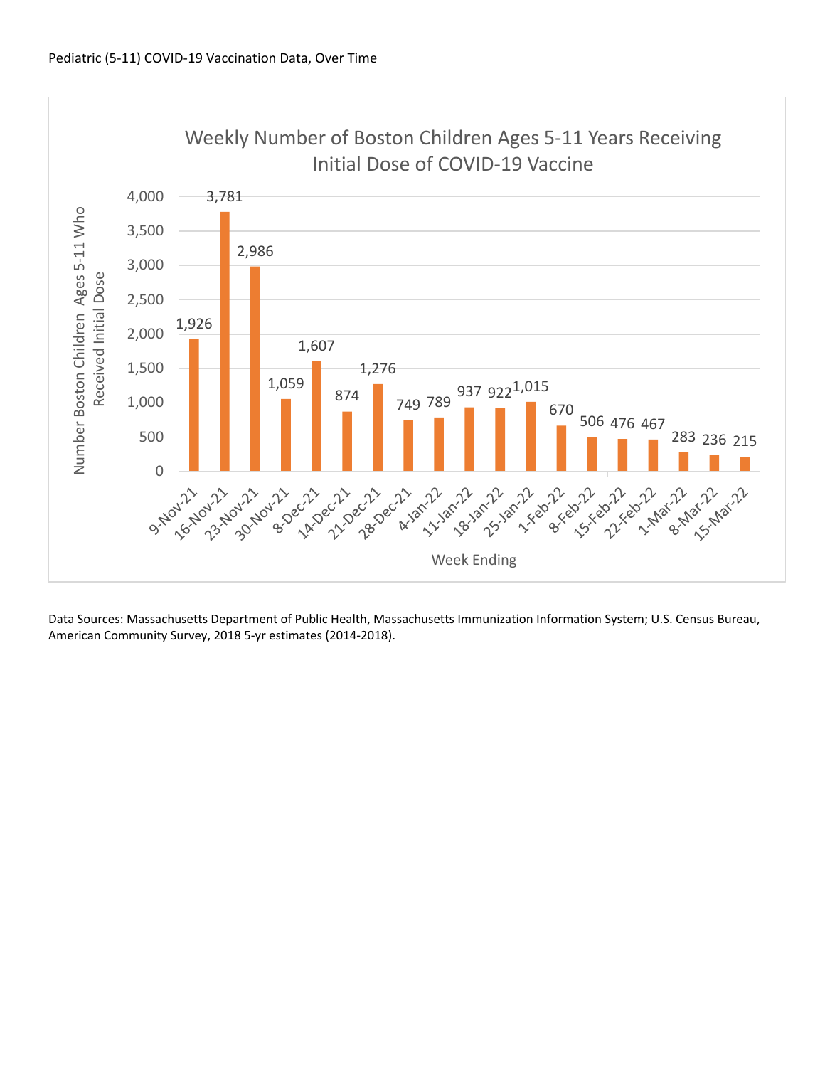Pediatric (5-11) COVID-19 Vaccination Data, Over Time

**Weekly Number of Boston Children Ages 5-11 Years Receiving Initial Dose of COVID-19 Vaccine**

| Week Ending | Number Boston Children Ages 5-11 Who Received Initial Dose |
|---|---|
| 9-Nov-21 | 1,926 |
| 16-Nov-21 | 3,781 |
| 23-Nov-21 | 2,986 |
| 30-Nov-21 | 1,059 |
| 8-Dec-21 | 1,607 |
| 14-Dec-21 | 874 |
| 21-Dec-21 | 1,276 |
| 28-Dec-21 | 749 |
| 4-Jan-22 | 789 |
| 11-Jan-22 | 937 |
| 18-Jan-22 | 922 |
| 25-Jan-22 | 1,015 |
| 1-Feb-22 | 670 |
| 8-Feb-22 | 506 |
| 15-Feb-22 | 476 |
| 22-Feb-22 | 467 |
| 1-Mar-22 | 283 |
| 8-Mar-22 | 236 |
| 15-Mar-22 | 215 |

Data Sources: Massachusetts Department of Public Health, Massachusetts Immunization Information System; U.S. Census Bureau, American Community Survey, 2018 5-yr estimates (2014-2018).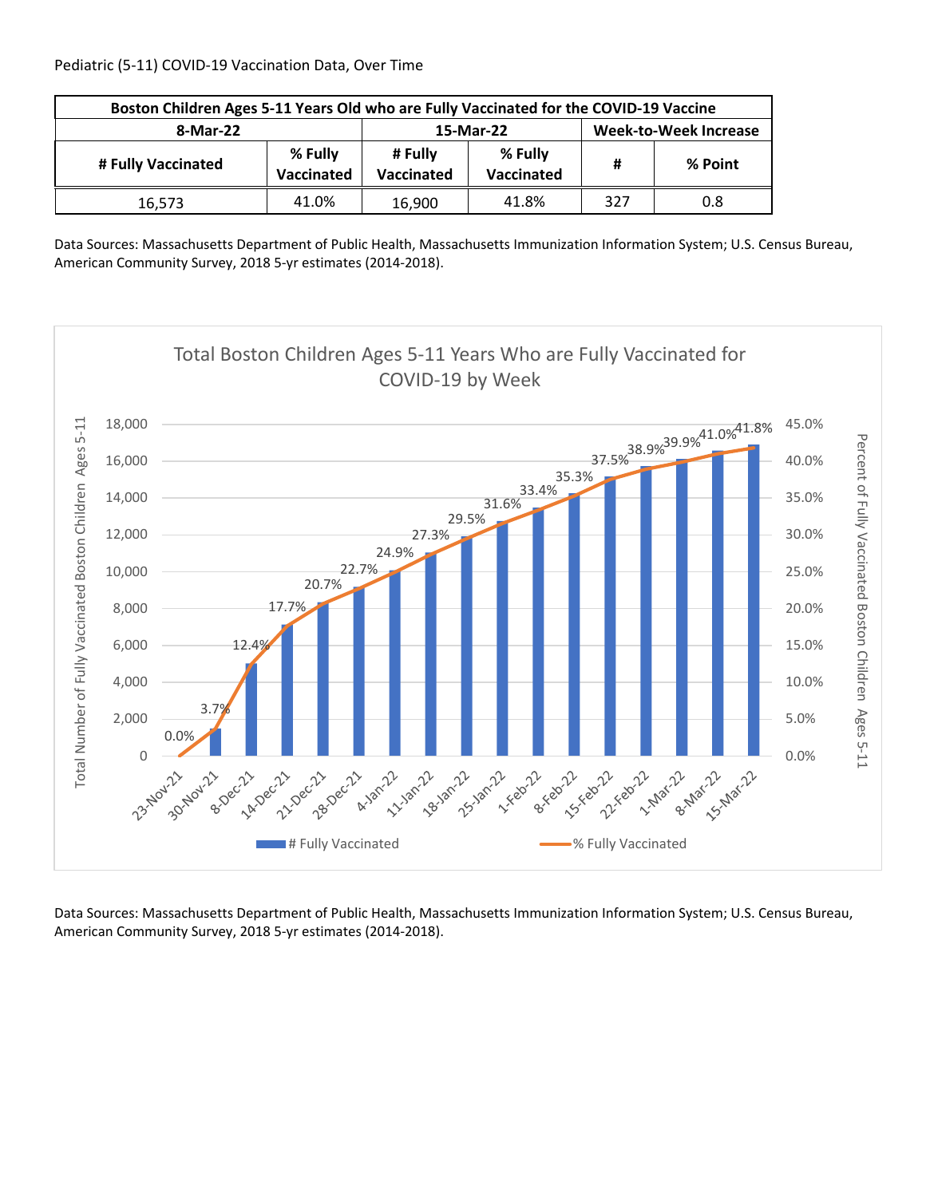Pediatric (5-11) COVID-19 Vaccination Data, Over Time

| Boston Children Ages 5-11 Years Old who are Fully Vaccinated for the COVID-19 Vaccine | | | | | |
|---|---|---|---|---|---|
| 8-Mar-22 | | 15-Mar-22 | | Week-to-Week Increase | |
| # Fully Vaccinated | % Fully Vaccinated | # Fully Vaccinated | % Fully Vaccinated | # | % Point |
| 16,573 | 41.0% | 16,900 | 41.8% | 327 | 0.8 |

Data Sources: Massachusetts Department of Public Health, Massachusetts Immunization Information System; U.S. Census Bureau, American Community Survey, 2018 5-yr estimates (2014-2018).

Total Boston Children Ages 5-11 Years Who are Fully Vaccinated for COVID-19 by Week

| Week | % Fully Vaccinated |
|---|---|
| 23-Nov-21 | 0.0% |
| 30-Nov-21 | 3.7% |
| 8-Dec-21 | 12.4% |
| 14-Dec-21 | 17.7% |
| 21-Dec-21 | 20.7% |
| 28-Dec-21 | 22.7% |
| 4-Jan-22 | 24.9% |
| 11-Jan-22 | 27.3% |
| 18-Jan-22 | 29.5% |
| 25-Jan-22 | 31.6% |
| 1-Feb-22 | 33.4% |
| 8-Feb-22 | 35.3% |
| 15-Feb-22 | 37.5% |
| 22-Feb-22 | 38.9% |
| 1-Mar-22 | 39.9% |
| 8-Mar-22 | 41.0% |
| 15-Mar-22 | 41.8% |

Data Sources: Massachusetts Department of Public Health, Massachusetts Immunization Information System; U.S. Census Bureau, American Community Survey, 2018 5-yr estimates (2014-2018).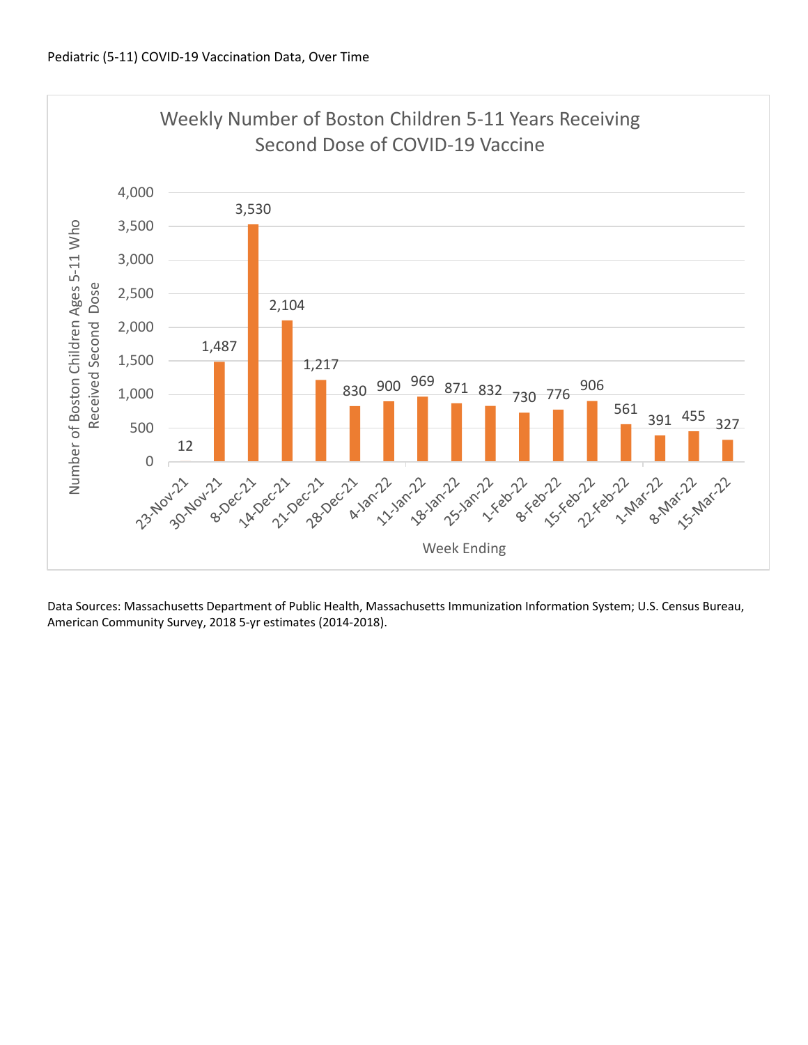Pediatric (5-11) COVID-19 Vaccination Data, Over Time

**Weekly Number of Boston Children 5-11 Years Receiving Second Dose of COVID-19 Vaccine**

| Week Ending | Number of Boston Children Ages 5-11 Who Received Second Dose |
|---|---|
| 23-Nov-21 | 12 |
| 30-Nov-21 | 1,487 |
| 8-Dec-21 | 3,530 |
| 14-Dec-21 | 2,104 |
| 21-Dec-21 | 1,217 |
| 28-Dec-21 | 830 |
| 4-Jan-22 | 900 |
| 11-Jan-22 | 969 |
| 18-Jan-22 | 871 |
| 25-Jan-22 | 832 |
| 1-Feb-22 | 730 |
| 8-Feb-22 | 776 |
| 15-Feb-22 | 906 |
| 22-Feb-22 | 561 |
| 1-Mar-22 | 391 |
| 8-Mar-22 | 455 |
| 15-Mar-22 | 327 |

Data Sources: Massachusetts Department of Public Health, Massachusetts Immunization Information System; U.S. Census Bureau, American Community Survey, 2018 5-yr estimates (2014-2018).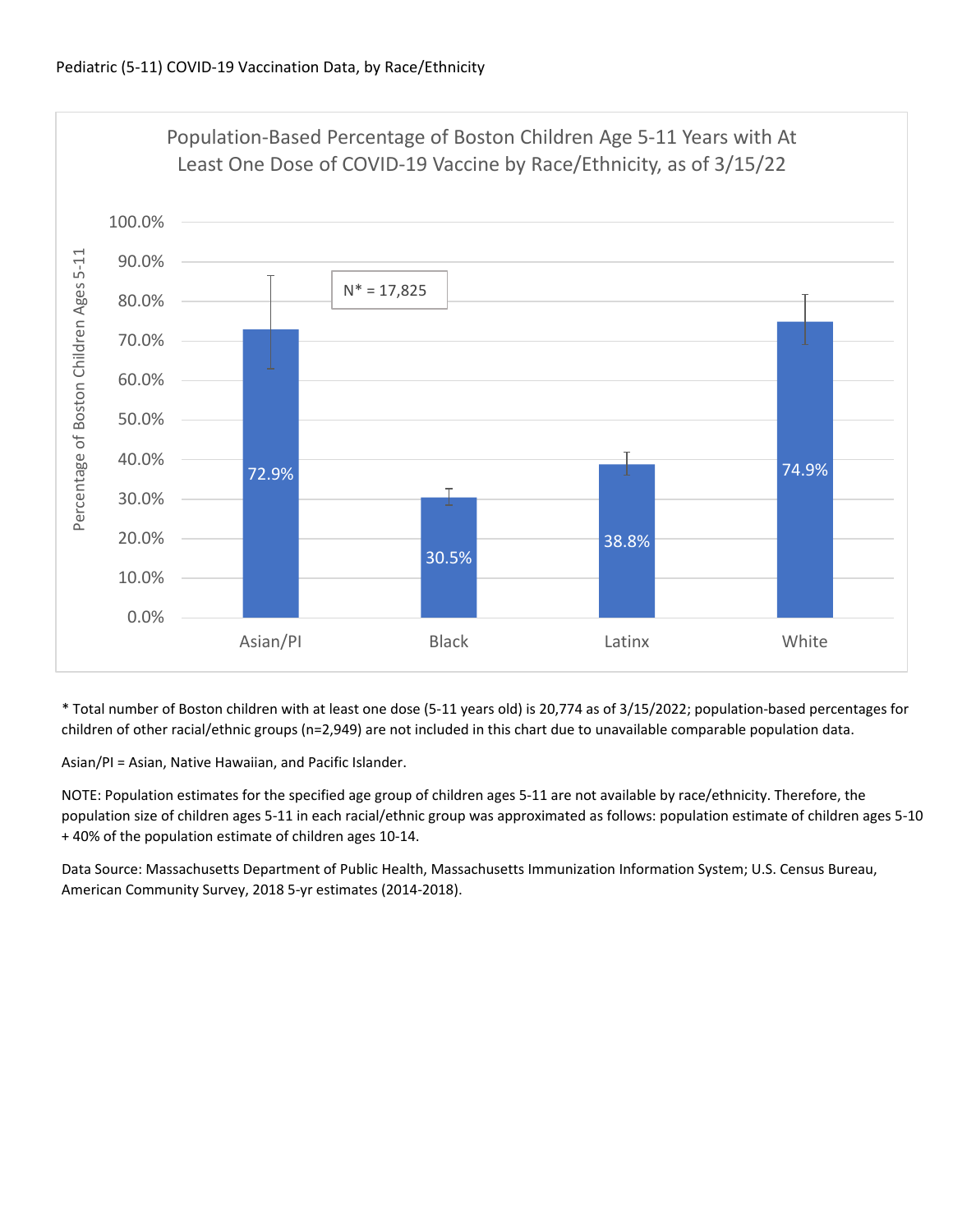Pediatric (5-11) COVID-19 Vaccination Data, by Race/Ethnicity

**Population-Based Percentage of Boston Children Age 5-11 Years with At Least One Dose of COVID-19 Vaccine by Race/Ethnicity, as of 3/15/22**

N* = 17,825

| Race/Ethnicity | Percentage of Boston Children Ages 5-11 |
| --- | --- |
| Asian/PI | 72.9% |
| Black | 30.5% |
| Latinx | 38.8% |
| White | 74.9% |

\* Total number of Boston children with at least one dose (5-11 years old) is 20,774 as of 3/15/2022; population-based percentages for children of other racial/ethnic groups (n=2,949) are not included in this chart due to unavailable comparable population data.

Asian/PI = Asian, Native Hawaiian, and Pacific Islander.

NOTE: Population estimates for the specified age group of children ages 5-11 are not available by race/ethnicity. Therefore, the population size of children ages 5-11 in each racial/ethnic group was approximated as follows: population estimate of children ages 5-10 + 40% of the population estimate of children ages 10-14.

Data Source: Massachusetts Department of Public Health, Massachusetts Immunization Information System; U.S. Census Bureau, American Community Survey, 2018 5-yr estimates (2014-2018).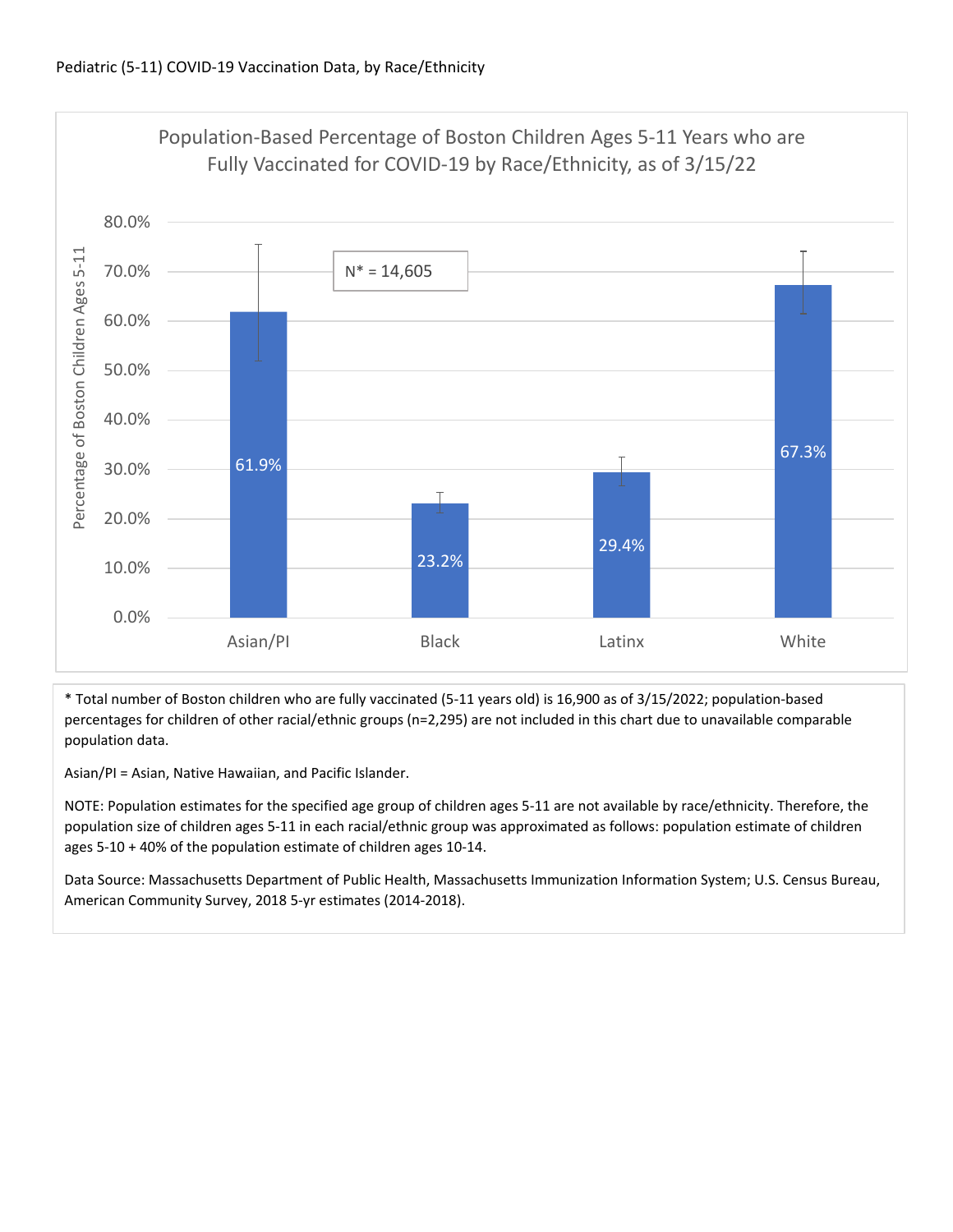Pediatric (5-11) COVID-19 Vaccination Data, by Race/Ethnicity

## Population-Based Percentage of Boston Children Ages 5-11 Years who are Fully Vaccinated for COVID-19 by Race/Ethnicity, as of 3/15/22

N* = 14,605

| Race/Ethnicity | Percentage of Boston Children Ages 5-11 |
| --- | --- |
| Asian/PI | 61.9% |
| Black | 23.2% |
| Latinx | 29.4% |
| White | 67.3% |

\* Total number of Boston children who are fully vaccinated (5-11 years old) is 16,900 as of 3/15/2022; population-based percentages for children of other racial/ethnic groups (n=2,295) are not included in this chart due to unavailable comparable population data.

Asian/PI = Asian, Native Hawaiian, and Pacific Islander.

NOTE: Population estimates for the specified age group of children ages 5-11 are not available by race/ethnicity. Therefore, the population size of children ages 5-11 in each racial/ethnic group was approximated as follows: population estimate of children ages 5-10 + 40% of the population estimate of children ages 10-14.

Data Source: Massachusetts Department of Public Health, Massachusetts Immunization Information System; U.S. Census Bureau, American Community Survey, 2018 5-yr estimates (2014-2018).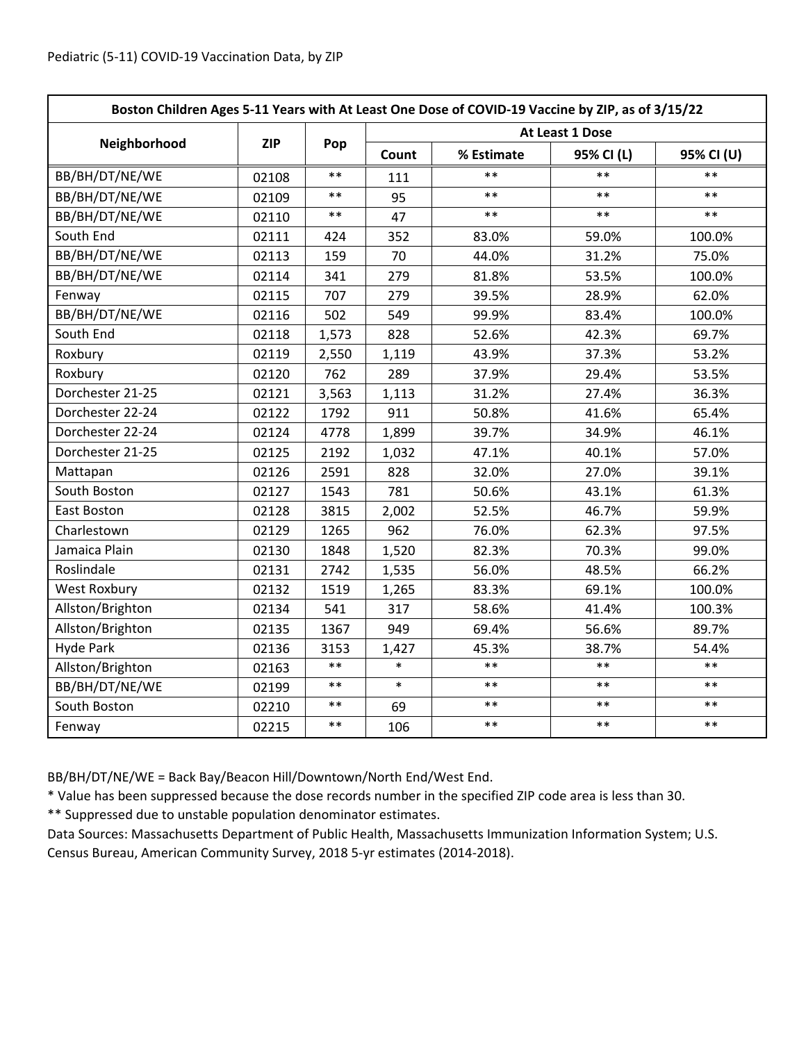Pediatric (5-11) COVID-19 Vaccination Data, by ZIP

| Boston Children Ages 5-11 Years with At Least One Dose of COVID-19 Vaccine by ZIP, as of 3/15/22 | | | | | | |
|---|---|---|---|---|---|---|
| Neighborhood | ZIP | Pop | At Least 1 Dose | | | |
| | | | Count | % Estimate | 95% CI (L) | 95% CI (U) |
| BB/BH/DT/NE/WE | 02108 | ** | 111 | ** | ** | ** |
| BB/BH/DT/NE/WE | 02109 | ** | 95 | ** | ** | ** |
| BB/BH/DT/NE/WE | 02110 | ** | 47 | ** | ** | ** |
| South End | 02111 | 424 | 352 | 83.0% | 59.0% | 100.0% |
| BB/BH/DT/NE/WE | 02113 | 159 | 70 | 44.0% | 31.2% | 75.0% |
| BB/BH/DT/NE/WE | 02114 | 341 | 279 | 81.8% | 53.5% | 100.0% |
| Fenway | 02115 | 707 | 279 | 39.5% | 28.9% | 62.0% |
| BB/BH/DT/NE/WE | 02116 | 502 | 549 | 99.9% | 83.4% | 100.0% |
| South End | 02118 | 1,573 | 828 | 52.6% | 42.3% | 69.7% |
| Roxbury | 02119 | 2,550 | 1,119 | 43.9% | 37.3% | 53.2% |
| Roxbury | 02120 | 762 | 289 | 37.9% | 29.4% | 53.5% |
| Dorchester 21-25 | 02121 | 3,563 | 1,113 | 31.2% | 27.4% | 36.3% |
| Dorchester 22-24 | 02122 | 1792 | 911 | 50.8% | 41.6% | 65.4% |
| Dorchester 22-24 | 02124 | 4778 | 1,899 | 39.7% | 34.9% | 46.1% |
| Dorchester 21-25 | 02125 | 2192 | 1,032 | 47.1% | 40.1% | 57.0% |
| Mattapan | 02126 | 2591 | 828 | 32.0% | 27.0% | 39.1% |
| South Boston | 02127 | 1543 | 781 | 50.6% | 43.1% | 61.3% |
| East Boston | 02128 | 3815 | 2,002 | 52.5% | 46.7% | 59.9% |
| Charlestown | 02129 | 1265 | 962 | 76.0% | 62.3% | 97.5% |
| Jamaica Plain | 02130 | 1848 | 1,520 | 82.3% | 70.3% | 99.0% |
| Roslindale | 02131 | 2742 | 1,535 | 56.0% | 48.5% | 66.2% |
| West Roxbury | 02132 | 1519 | 1,265 | 83.3% | 69.1% | 100.0% |
| Allston/Brighton | 02134 | 541 | 317 | 58.6% | 41.4% | 100.3% |
| Allston/Brighton | 02135 | 1367 | 949 | 69.4% | 56.6% | 89.7% |
| Hyde Park | 02136 | 3153 | 1,427 | 45.3% | 38.7% | 54.4% |
| Allston/Brighton | 02163 | ** | * | ** | ** | ** |
| BB/BH/DT/NE/WE | 02199 | ** | * | ** | ** | ** |
| South Boston | 02210 | ** | 69 | ** | ** | ** |
| Fenway | 02215 | ** | 106 | ** | ** | ** |

BB/BH/DT/NE/WE = Back Bay/Beacon Hill/Downtown/North End/West End.

* Value has been suppressed because the dose records number in the specified ZIP code area is less than 30.

** Suppressed due to unstable population denominator estimates.

Data Sources: Massachusetts Department of Public Health, Massachusetts Immunization Information System; U.S. Census Bureau, American Community Survey, 2018 5-yr estimates (2014-2018).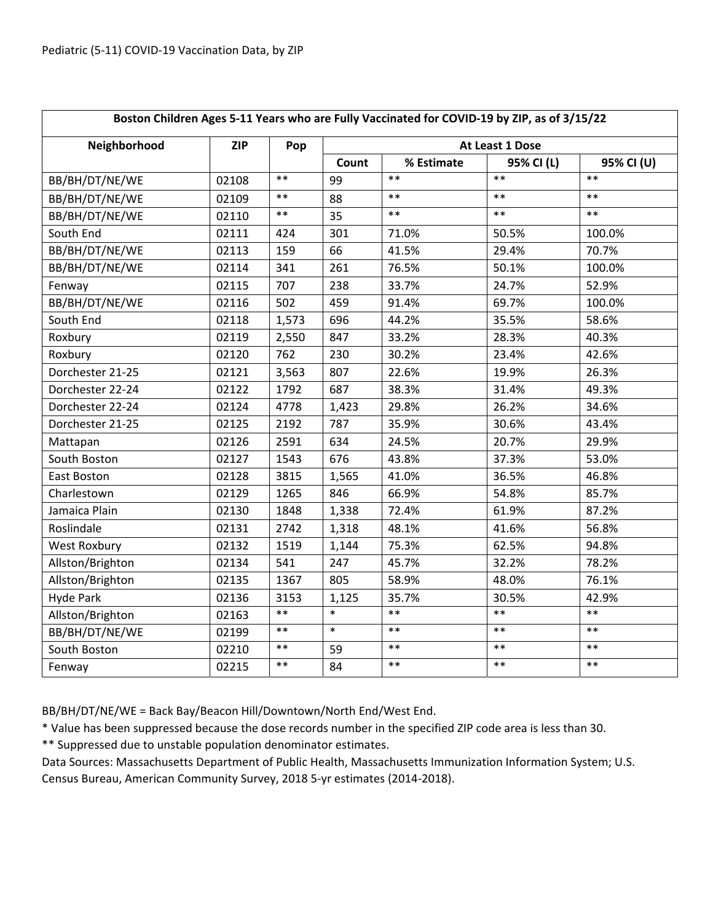Pediatric (5-11) COVID-19 Vaccination Data, by ZIP

| Boston Children Ages 5-11 Years who are Fully Vaccinated for COVID-19 by ZIP, as of 3/15/22 | | | | | | |
|---|---|---|---|---|---|---|
| Neighborhood | ZIP | Pop | At Least 1 Dose | | | |
| | | | Count | % Estimate | 95% CI (L) | 95% CI (U) |
| BB/BH/DT/NE/WE | 02108 | ** | 99 | ** | ** | ** |
| BB/BH/DT/NE/WE | 02109 | ** | 88 | ** | ** | ** |
| BB/BH/DT/NE/WE | 02110 | ** | 35 | ** | ** | ** |
| South End | 02111 | 424 | 301 | 71.0% | 50.5% | 100.0% |
| BB/BH/DT/NE/WE | 02113 | 159 | 66 | 41.5% | 29.4% | 70.7% |
| BB/BH/DT/NE/WE | 02114 | 341 | 261 | 76.5% | 50.1% | 100.0% |
| Fenway | 02115 | 707 | 238 | 33.7% | 24.7% | 52.9% |
| BB/BH/DT/NE/WE | 02116 | 502 | 459 | 91.4% | 69.7% | 100.0% |
| South End | 02118 | 1,573 | 696 | 44.2% | 35.5% | 58.6% |
| Roxbury | 02119 | 2,550 | 847 | 33.2% | 28.3% | 40.3% |
| Roxbury | 02120 | 762 | 230 | 30.2% | 23.4% | 42.6% |
| Dorchester 21-25 | 02121 | 3,563 | 807 | 22.6% | 19.9% | 26.3% |
| Dorchester 22-24 | 02122 | 1792 | 687 | 38.3% | 31.4% | 49.3% |
| Dorchester 22-24 | 02124 | 4778 | 1,423 | 29.8% | 26.2% | 34.6% |
| Dorchester 21-25 | 02125 | 2192 | 787 | 35.9% | 30.6% | 43.4% |
| Mattapan | 02126 | 2591 | 634 | 24.5% | 20.7% | 29.9% |
| South Boston | 02127 | 1543 | 676 | 43.8% | 37.3% | 53.0% |
| East Boston | 02128 | 3815 | 1,565 | 41.0% | 36.5% | 46.8% |
| Charlestown | 02129 | 1265 | 846 | 66.9% | 54.8% | 85.7% |
| Jamaica Plain | 02130 | 1848 | 1,338 | 72.4% | 61.9% | 87.2% |
| Roslindale | 02131 | 2742 | 1,318 | 48.1% | 41.6% | 56.8% |
| West Roxbury | 02132 | 1519 | 1,144 | 75.3% | 62.5% | 94.8% |
| Allston/Brighton | 02134 | 541 | 247 | 45.7% | 32.2% | 78.2% |
| Allston/Brighton | 02135 | 1367 | 805 | 58.9% | 48.0% | 76.1% |
| Hyde Park | 02136 | 3153 | 1,125 | 35.7% | 30.5% | 42.9% |
| Allston/Brighton | 02163 | ** | * | ** | ** | ** |
| BB/BH/DT/NE/WE | 02199 | ** | * | ** | ** | ** |
| South Boston | 02210 | ** | 59 | ** | ** | ** |
| Fenway | 02215 | ** | 84 | ** | ** | ** |

BB/BH/DT/NE/WE = Back Bay/Beacon Hill/Downtown/North End/West End.

* Value has been suppressed because the dose records number in the specified ZIP code area is less than 30.

** Suppressed due to unstable population denominator estimates.

Data Sources: Massachusetts Department of Public Health, Massachusetts Immunization Information System; U.S. Census Bureau, American Community Survey, 2018 5-yr estimates (2014-2018).